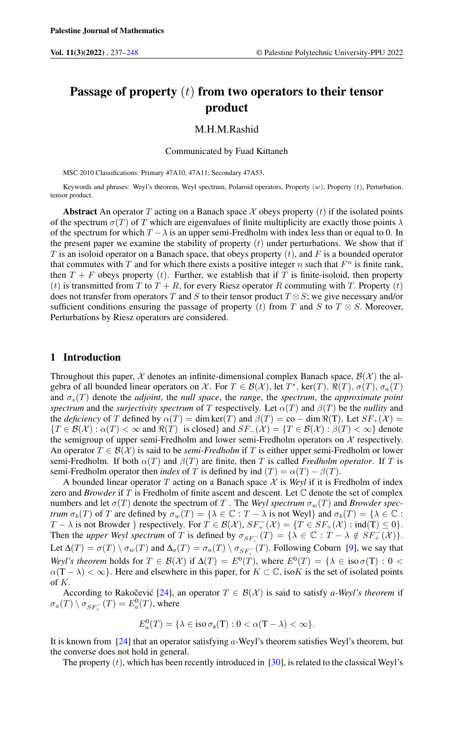# Passage of property $(t)$ from two operators to their tensor product

M.H.M.Rashid

Communicated by Fuad Kittaneh

MSC 2010 Classifications: Primary 47A10, 47A11; Secondary 47A53.

Keywords and phrases: Weyl's theorem, Weyl spectrum, Polaroid operators, Property $(w)$, Property $(t)$, Perturbation, tensor product.

**Abstract** An operator $T$ acting on a Banach space $\mathcal{X}$ obeys property $(t)$ if the isolated points of the spectrum $\sigma(T)$ of $T$ which are eigenvalues of finite multiplicity are exactly those points $\lambda$ of the spectrum for which $T - \lambda$ is an upper semi-Fredholm with index less than or equal to 0. In the present paper we examine the stability of property $(t)$ under perturbations. We show that if $T$ is an isoloid operator on a Banach space, that obeys property $(t)$, and $F$ is a bounded operator that commutes with $T$ and for which there exists a positive integer $n$ such that $F^n$ is finite rank, then $T + F$ obeys property $(t)$. Further, we establish that if $T$ is finite-isoloid, then property $(t)$ is transmitted from $T$ to $T + R$, for every Riesz operator $R$ commuting with $T$. Property $(t)$ does not transfer from operators $T$ and $S$ to their tensor product $T \otimes S$; we give necessary and/or sufficient conditions ensuring the passage of property $(t)$ from $T$ and $S$ to $T \otimes S$. Moreover, Perturbations by Riesz operators are considered.

## 1 Introduction

Throughout this paper, $\mathcal{X}$ denotes an infinite-dimensional complex Banach space, $\mathcal{B}(\mathcal{X})$ the algebra of all bounded linear operators on $\mathcal{X}$. For $T \in \mathcal{B}(\mathcal{X})$, let $T^*$, $\ker(T)$, $\Re(T)$, $\sigma(T)$, $\sigma_a(T)$ and $\sigma_s(T)$ denote the *adjoint*, the *null space*, the *range*, the *spectrum*, the *approximate point spectrum* and the *surjectivity spectrum* of $T$ respectively. Let $\alpha(T)$ and $\beta(T)$ be the *nullity* and the *deficiency* of $T$ defined by $\alpha(T) = \dim \ker(T)$ and $\beta(T) = \mathrm{co} - \dim \Re(\mathrm{T})$. Let $SF_+(\mathcal{X}) = \{T \in \mathcal{B}(\mathcal{X}) : \alpha(T) < \infty \text{ and } \Re(T) \text{ is closed}\}$ and $SF_-(\mathcal{X}) = \{T \in \mathcal{B}(\mathcal{X}) : \beta(T) < \infty\}$ denote the semigroup of upper semi-Fredholm and lower semi-Fredholm operators on $\mathcal{X}$ respectively. An operator $T \in \mathcal{B}(\mathcal{X})$ is said to be *semi-Fredholm* if $T$ is either upper semi-Fredholm or lower semi-Fredholm. If both $\alpha(T)$ and $\beta(T)$ are finite, then $T$ is called *Fredholm operator*. If $T$ is semi-Fredholm operator then *index* of $T$ is defined by $\mathrm{ind}\,(T) = \alpha(T) - \beta(T)$.

A bounded linear operator $T$ acting on a Banach space $\mathcal{X}$ is *Weyl* if it is Fredholm of index zero and *Browder* if $T$ is Fredholm of finite ascent and descent. Let $\mathbb{C}$ denote the set of complex numbers and let $\sigma(T)$ denote the spectrum of $T$. The *Weyl spectrum* $\sigma_w(T)$ and *Browder spectrum* $\sigma_b(T)$ of $T$ are defined by $\sigma_w(T) = \{\lambda \in \mathbb{C} : T - \lambda \text{ is not Weyl}\}$ and $\sigma_b(T) = \{\lambda \in \mathbb{C} : T - \lambda \text{ is not Browder }\}$ respectively. For $T \in \mathcal{B}(\mathcal{X})$, $SF_+^-(\mathcal{X}) = \{T \in SF_+(\mathcal{X}) : \mathrm{ind}(\mathrm{T}) \leq 0\}$. Then the *upper Weyl spectrum* of $T$ is defined by $\sigma_{SF_+^-}(T) = \{\lambda \in \mathbb{C} : T - \lambda \notin SF_+^-(\mathcal{X})\}$. Let $\Delta(T) = \sigma(T) \setminus \sigma_w(T)$ and $\Delta_a(T) = \sigma_a(T) \setminus \sigma_{SF_+^-}(T)$. Following Coburn [9], we say that *Weyl's theorem* holds for $T \in \mathcal{B}(\mathcal{X})$ if $\Delta(T) = E^0(T)$, where $E^0(T) = \{\lambda \in \mathrm{iso}\,\sigma(\mathrm{T}) : 0 < \alpha(\mathrm{T} - \lambda) < \infty\}$. Here and elsewhere in this paper, for $K \subset \mathbb{C}$, iso$K$ is the set of isolated points of $K$.

According to Rakočević [24], an operator $T \in \mathcal{B}(\mathcal{X})$ is said to satisfy *a-Weyl's theorem* if $\sigma_a(T) \setminus \sigma_{SF_+^-}(T) = E_a^0(T)$, where

$$E_a^0(T) = \{\lambda \in \mathrm{iso}\,\sigma_{\mathrm{a}}(\mathrm{T}) : 0 < \alpha(\mathrm{T} - \lambda) < \infty\}.$$

It is known from [24] that an operator satisfying $a$-Weyl's theorem satisfies Weyl's theorem, but the converse does not hold in general.

The property $(t)$, which has been recently introduced in [30], is related to the classical Weyl's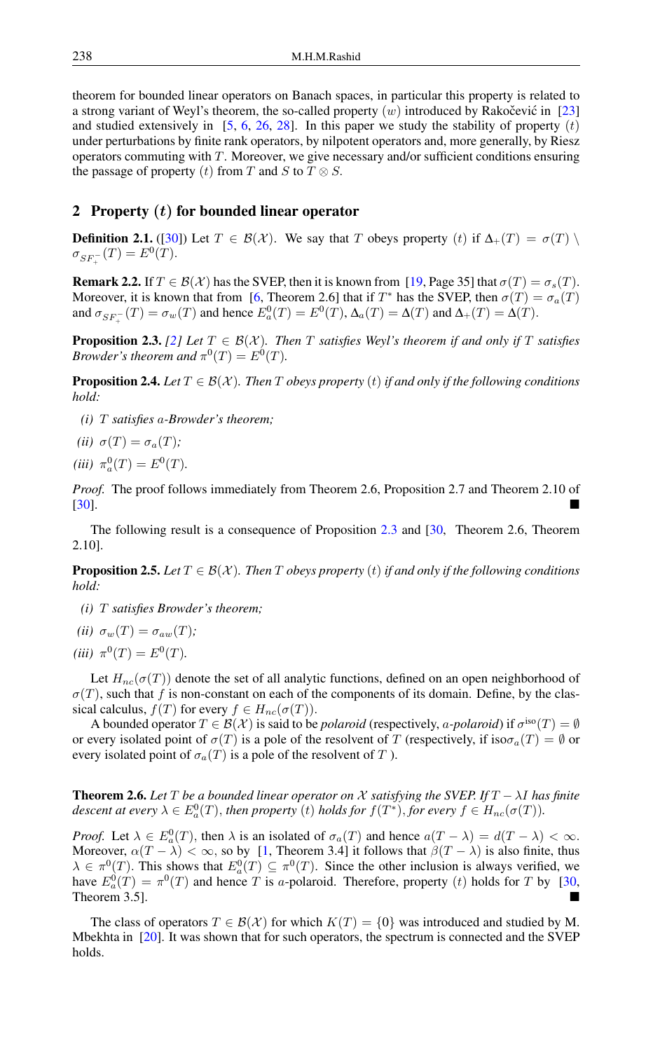theorem for bounded linear operators on Banach spaces, in particular this property is related to a strong variant of Weyl's theorem, the so-called property $(w)$ introduced by Rakočević in [23] and studied extensively in [5, 6, 26, 28]. In this paper we study the stability of property $(t)$ under perturbations by finite rank operators, by nilpotent operators and, more generally, by Riesz operators commuting with $T$. Moreover, we give necessary and/or sufficient conditions ensuring the passage of property $(t)$ from $T$ and $S$ to $T \otimes S$.

## 2 Property $(t)$ for bounded linear operator

**Definition 2.1.** ([30]) Let $T \in \mathcal{B}(\mathcal{X})$. We say that $T$ obeys property $(t)$ if $\Delta_+(T) = \sigma(T) \setminus \sigma_{SF_+^-}(T) = E^0(T)$.

**Remark 2.2.** If $T \in \mathcal{B}(\mathcal{X})$ has the SVEP, then it is known from [19, Page 35] that $\sigma(T) = \sigma_s(T)$. Moreover, it is known that from [6, Theorem 2.6] that if $T^*$ has the SVEP, then $\sigma(T) = \sigma_a(T)$ and $\sigma_{SF_+^-}(T) = \sigma_w(T)$ and hence $E_a^0(T) = E^0(T)$, $\Delta_a(T) = \Delta(T)$ and $\Delta_+(T) = \Delta(T)$.

**Proposition 2.3.** *[2] Let $T \in \mathcal{B}(\mathcal{X})$. Then $T$ satisfies Weyl's theorem if and only if $T$ satisfies Browder's theorem and $\pi^0(T) = E^0(T)$.*

**Proposition 2.4.** *Let $T \in \mathcal{B}(\mathcal{X})$. Then $T$ obeys property $(t)$ if and only if the following conditions hold:*

*(i) $T$ satisfies $a$-Browder's theorem;*

*(ii) $\sigma(T) = \sigma_a(T)$;*

*(iii) $\pi_a^0(T) = E^0(T)$.*

*Proof.* The proof follows immediately from Theorem 2.6, Proposition 2.7 and Theorem 2.10 of [30]. ■

The following result is a consequence of Proposition 2.3 and [30, Theorem 2.6, Theorem 2.10].

**Proposition 2.5.** *Let $T \in \mathcal{B}(\mathcal{X})$. Then $T$ obeys property $(t)$ if and only if the following conditions hold:*

*(i) $T$ satisfies Browder's theorem;*

*(ii) $\sigma_w(T) = \sigma_{aw}(T)$;*

*(iii) $\pi^0(T) = E^0(T)$.*

Let $H_{nc}(\sigma(T))$ denote the set of all analytic functions, defined on an open neighborhood of $\sigma(T)$, such that $f$ is non-constant on each of the components of its domain. Define, by the classical calculus, $f(T)$ for every $f \in H_{nc}(\sigma(T))$.

A bounded operator $T \in \mathcal{B}(\mathcal{X})$ is said to be *polaroid* (respectively, *$a$-polaroid*) if $\sigma^{\text{iso}}(T) = \emptyset$ or every isolated point of $\sigma(T)$ is a pole of the resolvent of $T$ (respectively, if iso$\sigma_a(T) = \emptyset$ or every isolated point of $\sigma_a(T)$ is a pole of the resolvent of $T$ ).

**Theorem 2.6.** *Let $T$ be a bounded linear operator on $\mathcal{X}$ satisfying the SVEP. If $T - \lambda I$ has finite descent at every $\lambda \in E_a^0(T)$, then property $(t)$ holds for $f(T^*)$, for every $f \in H_{nc}(\sigma(T))$.*

*Proof.* Let $\lambda \in E_a^0(T)$, then $\lambda$ is an isolated of $\sigma_a(T)$ and hence $a(T - \lambda) = d(T - \lambda) < \infty$. Moreover, $\alpha(T - \lambda) < \infty$, so by [1, Theorem 3.4] it follows that $\beta(T - \lambda)$ is also finite, thus $\lambda \in \pi^0(T)$. This shows that $E_a^0(T) \subseteq \pi^0(T)$. Since the other inclusion is always verified, we have $E_a^0(T) = \pi^0(T)$ and hence $T$ is $a$-polaroid. Therefore, property $(t)$ holds for $T$ by [30, Theorem 3.5]. ■

The class of operators $T \in \mathcal{B}(\mathcal{X})$ for which $K(T) = \{0\}$ was introduced and studied by M. Mbekhta in [20]. It was shown that for such operators, the spectrum is connected and the SVEP holds.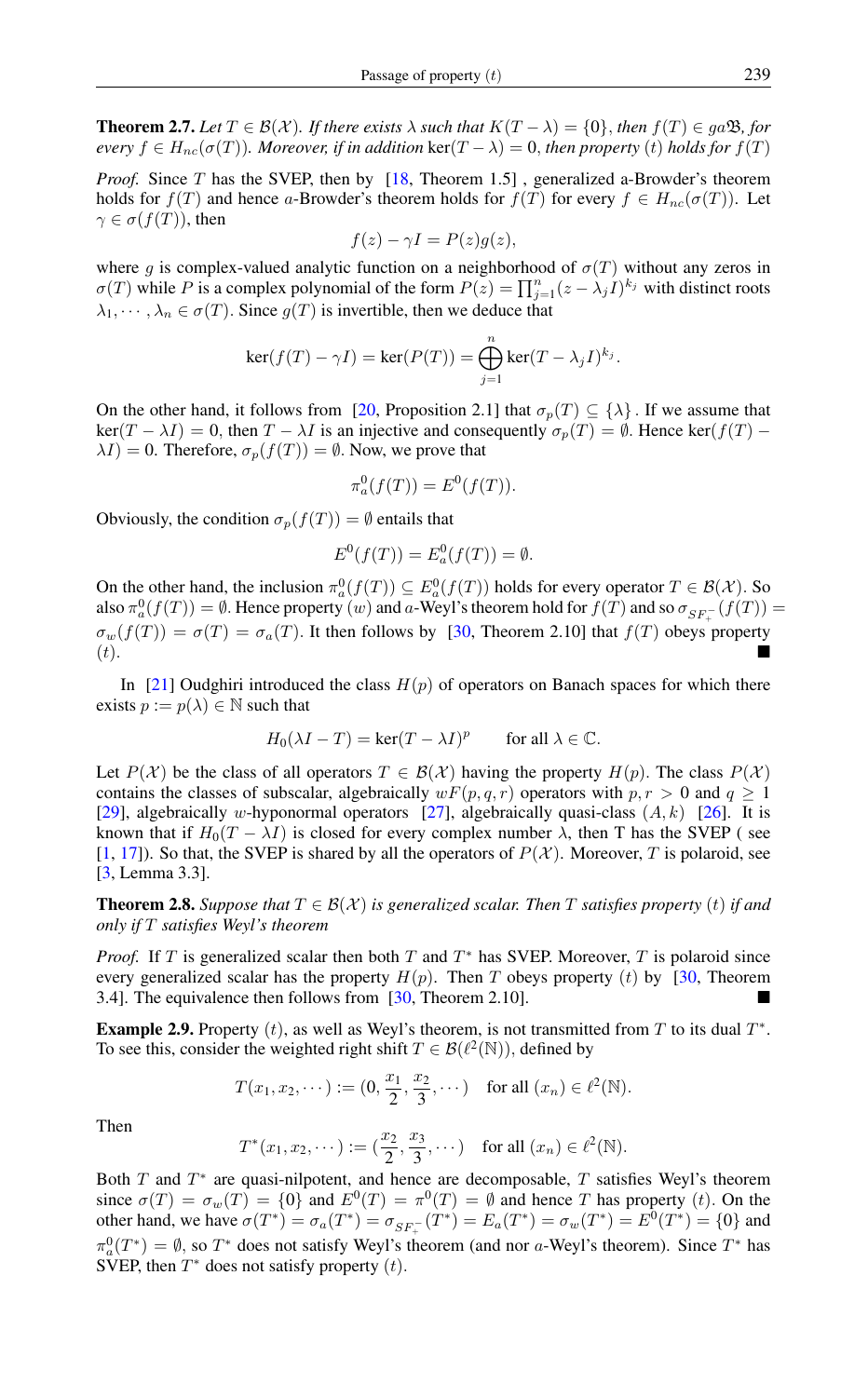**Theorem 2.7.** *Let $T \in \mathcal{B}(\mathcal{X})$. If there exists $\lambda$ such that $K(T-\lambda) = \{0\}$, then $f(T) \in ga\mathfrak{B}$, for every $f \in H_{nc}(\sigma(T))$. Moreover, if in addition* $\ker(T-\lambda) = 0$*, then property $(t)$ holds for $f(T)$*

*Proof.* Since $T$ has the SVEP, then by [18, Theorem 1.5] , generalized a-Browder's theorem holds for $f(T)$ and hence $a$-Browder's theorem holds for $f(T)$ for every $f \in H_{nc}(\sigma(T))$. Let $\gamma \in \sigma(f(T))$, then

$$f(z) - \gamma I = P(z)g(z),$$

where $g$ is complex-valued analytic function on a neighborhood of $\sigma(T)$ without any zeros in $\sigma(T)$ while $P$ is a complex polynomial of the form $P(z) = \prod_{j=1}^{n}(z-\lambda_j I)^{k_j}$ with distinct roots $\lambda_1, \cdots, \lambda_n \in \sigma(T)$. Since $g(T)$ is invertible, then we deduce that

$$\ker(f(T) - \gamma I) = \ker(P(T)) = \bigoplus_{j=1}^{n} \ker(T-\lambda_j I)^{k_j}.$$

On the other hand, it follows from [20, Proposition 2.1] that $\sigma_p(T) \subseteq \{\lambda\}$ . If we assume that $\ker(T-\lambda I) = 0$, then $T-\lambda I$ is an injective and consequently $\sigma_p(T) = \emptyset$. Hence $\ker(f(T) - \lambda I) = 0$. Therefore, $\sigma_p(f(T)) = \emptyset$. Now, we prove that

$$\pi_a^0(f(T)) = E^0(f(T)).$$

Obviously, the condition $\sigma_p(f(T)) = \emptyset$ entails that

$$E^0(f(T)) = E_a^0(f(T)) = \emptyset.$$

On the other hand, the inclusion $\pi_a^0(f(T)) \subseteq E_a^0(f(T))$ holds for every operator $T \in \mathcal{B}(\mathcal{X})$. So also $\pi_a^0(f(T)) = \emptyset$. Hence property $(w)$ and $a$-Weyl's theorem hold for $f(T)$ and so $\sigma_{SF_+^-}(f(T)) = \sigma_w(f(T)) = \sigma(T) = \sigma_a(T)$. It then follows by [30, Theorem 2.10] that $f(T)$ obeys property $(t)$. ∎

In [21] Oudghiri introduced the class $H(p)$ of operators on Banach spaces for which there exists $p := p(\lambda) \in \mathbb{N}$ such that

$$H_0(\lambda I - T) = \ker(T-\lambda I)^p \qquad \text{for all } \lambda \in \mathbb{C}.$$

Let $P(\mathcal{X})$ be the class of all operators $T \in \mathcal{B}(\mathcal{X})$ having the property $H(p)$. The class $P(\mathcal{X})$ contains the classes of subscalar, algebraically $wF(p,q,r)$ operators with $p, r > 0$ and $q \geq 1$ [29], algebraically $w$-hyponormal operators [27], algebraically quasi-class $(A, k)$ [26]. It is known that if $H_0(T-\lambda I)$ is closed for every complex number $\lambda$, then T has the SVEP ( see [1, 17]). So that, the SVEP is shared by all the operators of $P(\mathcal{X})$. Moreover, $T$ is polaroid, see [3, Lemma 3.3].

**Theorem 2.8.** *Suppose that $T \in \mathcal{B}(\mathcal{X})$ is generalized scalar. Then $T$ satisfies property $(t)$ if and only if $T$ satisfies Weyl's theorem*

*Proof.* If $T$ is generalized scalar then both $T$ and $T^*$ has SVEP. Moreover, $T$ is polaroid since every generalized scalar has the property $H(p)$. Then $T$ obeys property $(t)$ by [30, Theorem 3.4]. The equivalence then follows from [30, Theorem 2.10]. ∎

**Example 2.9.** Property $(t)$, as well as Weyl's theorem, is not transmitted from $T$ to its dual $T^*$. To see this, consider the weighted right shift $T \in \mathcal{B}(\ell^2(\mathbb{N}))$, defined by

$$T(x_1, x_2, \cdots) := (0, \frac{x_1}{2}, \frac{x_2}{3}, \cdots) \quad \text{for all } (x_n) \in \ell^2(\mathbb{N}).$$

Then

$$T^*(x_1, x_2, \cdots) := (\frac{x_2}{2}, \frac{x_3}{3}, \cdots) \quad \text{for all } (x_n) \in \ell^2(\mathbb{N}).$$

Both $T$ and $T^*$ are quasi-nilpotent, and hence are decomposable, $T$ satisfies Weyl's theorem since $\sigma(T) = \sigma_w(T) = \{0\}$ and $E^0(T) = \pi^0(T) = \emptyset$ and hence $T$ has property $(t)$. On the other hand, we have $\sigma(T^*) = \sigma_a(T^*) = \sigma_{SF_+^-}(T^*) = E_a(T^*) = \sigma_w(T^*) = E^0(T^*) = \{0\}$ and $\pi_a^0(T^*) = \emptyset$, so $T^*$ does not satisfy Weyl's theorem (and nor $a$-Weyl's theorem). Since $T^*$ has SVEP, then $T^*$ does not satisfy property $(t)$.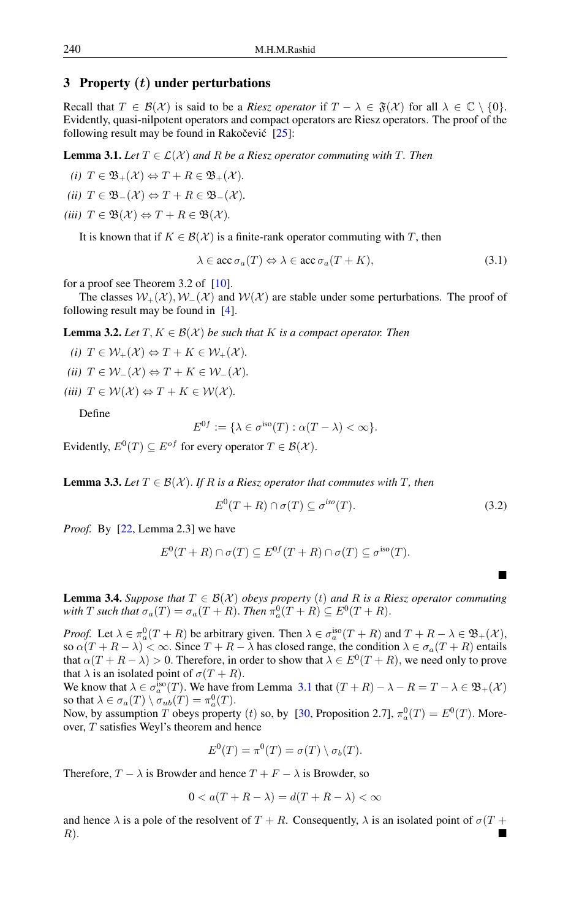## 3 Property $(t)$ under perturbations

Recall that $T \in \mathcal{B}(\mathcal{X})$ is said to be a *Riesz operator* if $T - \lambda \in \mathfrak{F}(\mathcal{X})$ for all $\lambda \in \mathbb{C} \setminus \{0\}$. Evidently, quasi-nilpotent operators and compact operators are Riesz operators. The proof of the following result may be found in Rakočević [25]:

**Lemma 3.1.** *Let $T \in \mathcal{L}(\mathcal{X})$ and $R$ be a Riesz operator commuting with $T$. Then*

*(i)* $T \in \mathfrak{B}_+(\mathcal{X}) \Leftrightarrow T + R \in \mathfrak{B}_+(\mathcal{X})$.

*(ii)* $T \in \mathfrak{B}_-(\mathcal{X}) \Leftrightarrow T + R \in \mathfrak{B}_-(\mathcal{X})$.

*(iii)* $T \in \mathfrak{B}(\mathcal{X}) \Leftrightarrow T + R \in \mathfrak{B}(\mathcal{X})$.

It is known that if $K \in \mathcal{B}(\mathcal{X})$ is a finite-rank operator commuting with $T$, then

$$\lambda \in \operatorname{acc} \sigma_a(T) \Leftrightarrow \lambda \in \operatorname{acc} \sigma_a(T + K), \tag{3.1}$$

for a proof see Theorem 3.2 of [10].

The classes $\mathcal{W}_+(\mathcal{X}), \mathcal{W}_-(\mathcal{X})$ and $\mathcal{W}(\mathcal{X})$ are stable under some perturbations. The proof of following result may be found in [4].

**Lemma 3.2.** *Let $T, K \in \mathcal{B}(\mathcal{X})$ be such that $K$ is a compact operator. Then*

*(i)* $T \in \mathcal{W}_+(\mathcal{X}) \Leftrightarrow T + K \in \mathcal{W}_+(\mathcal{X})$.

*(ii)* $T \in \mathcal{W}_-(\mathcal{X}) \Leftrightarrow T + K \in \mathcal{W}_-(\mathcal{X})$.

*(iii)* $T \in \mathcal{W}(\mathcal{X}) \Leftrightarrow T + K \in \mathcal{W}(\mathcal{X})$.

Define

$$E^{0f} := \{\lambda \in \sigma^{\text{iso}}(T) : \alpha(T - \lambda) < \infty\}.$$

Evidently, $E^0(T) \subseteq E^{of}$ for every operator $T \in \mathcal{B}(\mathcal{X})$.

**Lemma 3.3.** *Let $T \in \mathcal{B}(\mathcal{X})$. If $R$ is a Riesz operator that commutes with $T$, then*

$$E^0(T + R) \cap \sigma(T) \subseteq \sigma^{iso}(T). \tag{3.2}$$

*Proof.* By [22, Lemma 2.3] we have

$$E^0(T + R) \cap \sigma(T) \subseteq E^{0f}(T + R) \cap \sigma(T) \subseteq \sigma^{\text{iso}}(T).$$

∎

**Lemma 3.4.** *Suppose that $T \in \mathcal{B}(\mathcal{X})$ obeys property $(t)$ and $R$ is a Riesz operator commuting with $T$ such that $\sigma_a(T) = \sigma_a(T + R)$. Then $\pi_a^0(T + R) \subseteq E^0(T + R)$.*

*Proof.* Let $\lambda \in \pi_a^0(T + R)$ be arbitrary given. Then $\lambda \in \sigma_a^{\text{iso}}(T + R)$ and $T + R - \lambda \in \mathfrak{B}_+(\mathcal{X})$, so $\alpha(T + R - \lambda) < \infty$. Since $T + R - \lambda$ has closed range, the condition $\lambda \in \sigma_a(T + R)$ entails that $\alpha(T + R - \lambda) > 0$. Therefore, in order to show that $\lambda \in E^0(T + R)$, we need only to prove that $\lambda$ is an isolated point of $\sigma(T + R)$.
We know that $\lambda \in \sigma_a^{\text{iso}}(T)$. We have from Lemma 3.1 that $(T + R) - \lambda - R = T - \lambda \in \mathfrak{B}_+(\mathcal{X})$ so that $\lambda \in \sigma_a(T) \setminus \sigma_{ub}(T) = \pi_a^0(T)$.
Now, by assumption $T$ obeys property $(t)$ so, by [30, Proposition 2.7], $\pi_a^0(T) = E^0(T)$. Moreover, $T$ satisfies Weyl's theorem and hence

$$E^0(T) = \pi^0(T) = \sigma(T) \setminus \sigma_b(T).$$

Therefore, $T - \lambda$ is Browder and hence $T + F - \lambda$ is Browder, so

$$0 < a(T + R - \lambda) = d(T + R - \lambda) < \infty$$

and hence $\lambda$ is a pole of the resolvent of $T + R$. Consequently, $\lambda$ is an isolated point of $\sigma(T + R)$. ∎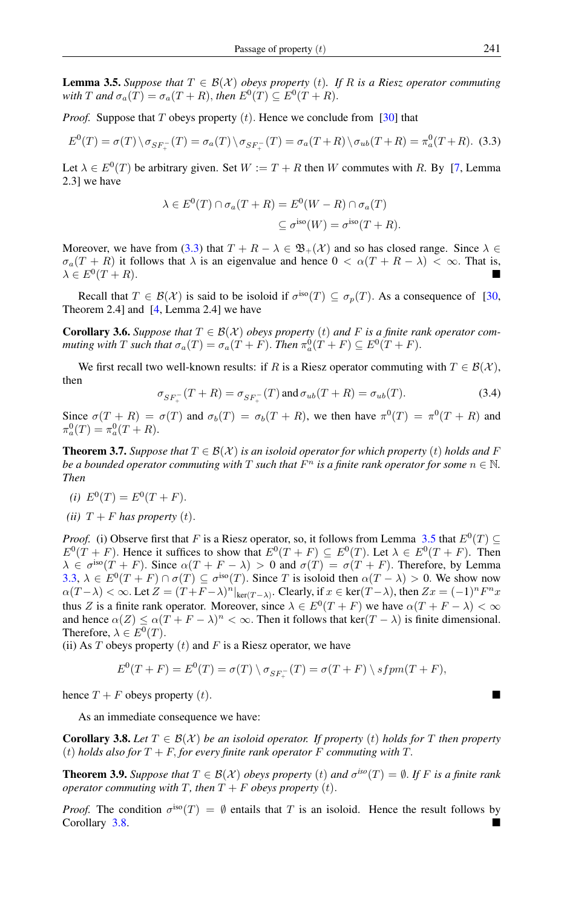**Lemma 3.5.** *Suppose that $T \in \mathcal{B}(\mathcal{X})$ obeys property $(t)$. If $R$ is a Riesz operator commuting with $T$ and $\sigma_a(T) = \sigma_a(T+R)$, then $E^0(T) \subseteq E^0(T+R)$.*

*Proof.* Suppose that $T$ obeys property $(t)$. Hence we conclude from [30] that

$$E^0(T) = \sigma(T) \setminus \sigma_{SF_+^-}(T) = \sigma_a(T) \setminus \sigma_{SF_+^-}(T) = \sigma_a(T+R) \setminus \sigma_{ub}(T+R) = \pi_a^0(T+R). \quad (3.3)$$

Let $\lambda \in E^0(T)$ be arbitrary given. Set $W := T + R$ then $W$ commutes with $R$. By [7, Lemma 2.3] we have

$$\begin{aligned} \lambda \in E^0(T) \cap \sigma_a(T+R) &= E^0(W-R) \cap \sigma_a(T) \\ &\subseteq \sigma^{\text{iso}}(W) = \sigma^{\text{iso}}(T+R). \end{aligned}$$

Moreover, we have from (3.3) that $T + R - \lambda \in \mathfrak{B}_+(\mathcal{X})$ and so has closed range. Since $\lambda \in \sigma_a(T+R)$ it follows that $\lambda$ is an eigenvalue and hence $0 < \alpha(T+R-\lambda) < \infty$. That is, $\lambda \in E^0(T+R)$. ■

Recall that $T \in \mathcal{B}(\mathcal{X})$ is said to be isoloid if $\sigma^{\text{iso}}(T) \subseteq \sigma_p(T)$. As a consequence of [30, Theorem 2.4] and [4, Lemma 2.4] we have

**Corollary 3.6.** *Suppose that $T \in \mathcal{B}(\mathcal{X})$ obeys property $(t)$ and $F$ is a finite rank operator commuting with $T$ such that $\sigma_a(T) = \sigma_a(T+F)$. Then $\pi_a^0(T+F) \subseteq E^0(T+F)$.*

We first recall two well-known results: if $R$ is a Riesz operator commuting with $T \in \mathcal{B}(\mathcal{X})$, then

$$\sigma_{SF_+^-}(T+R) = \sigma_{SF_+^-}(T) \text{ and } \sigma_{ub}(T+R) = \sigma_{ub}(T). \quad (3.4)$$

Since $\sigma(T+R) = \sigma(T)$ and $\sigma_b(T) = \sigma_b(T+R)$, we then have $\pi^0(T) = \pi^0(T+R)$ and $\pi_a^0(T) = \pi_a^0(T+R)$.

**Theorem 3.7.** *Suppose that $T \in \mathcal{B}(\mathcal{X})$ is an isoloid operator for which property $(t)$ holds and $F$ be a bounded operator commuting with $T$ such that $F^n$ is a finite rank operator for some $n \in \mathbb{N}$. Then*

*(i) $E^0(T) = E^0(T+F)$.*

*(ii) $T + F$ has property $(t)$.*

*Proof.* (i) Observe first that $F$ is a Riesz operator, so, it follows from Lemma 3.5 that $E^0(T) \subseteq E^0(T+F)$. Hence it suffices to show that $E^0(T+F) \subseteq E^0(T)$. Let $\lambda \in E^0(T+F)$. Then $\lambda \in \sigma^{\text{iso}}(T+F)$. Since $\alpha(T+F-\lambda) > 0$ and $\sigma(T) = \sigma(T+F)$. Therefore, by Lemma 3.3, $\lambda \in E^0(T+F) \cap \sigma(T) \subseteq \sigma^{\text{iso}}(T)$. Since $T$ is isoloid then $\alpha(T-\lambda) > 0$. We show now $\alpha(T-\lambda) < \infty$. Let $Z = (T+F-\lambda)^n|_{\ker(T-\lambda)}$. Clearly, if $x \in \ker(T-\lambda)$, then $Zx = (-1)^n F^n x$ thus $Z$ is a finite rank operator. Moreover, since $\lambda \in E^0(T+F)$ we have $\alpha(T+F-\lambda) < \infty$ and hence $\alpha(Z) \leq \alpha(T+F-\lambda)^n < \infty$. Then it follows that $\ker(T-\lambda)$ is finite dimensional. Therefore, $\lambda \in E^0(T)$.

(ii) As $T$ obeys property $(t)$ and $F$ is a Riesz operator, we have

$$E^0(T+F) = E^0(T) = \sigma(T) \setminus \sigma_{SF_+^-}(T) = \sigma(T+F) \setminus sfpm(T+F),$$

hence $T + F$ obeys property $(t)$. ■

As an immediate consequence we have:

**Corollary 3.8.** *Let $T \in \mathcal{B}(\mathcal{X})$ be an isoloid operator. If property $(t)$ holds for $T$ then property $(t)$ holds also for $T + F$, for every finite rank operator $F$ commuting with $T$.*

**Theorem 3.9.** *Suppose that $T \in \mathcal{B}(\mathcal{X})$ obeys property $(t)$ and $\sigma^{iso}(T) = \emptyset$. If $F$ is a finite rank operator commuting with $T$, then $T + F$ obeys property $(t)$.*

*Proof.* The condition $\sigma^{\text{iso}}(T) = \emptyset$ entails that $T$ is an isoloid. Hence the result follows by Corollary 3.8. ■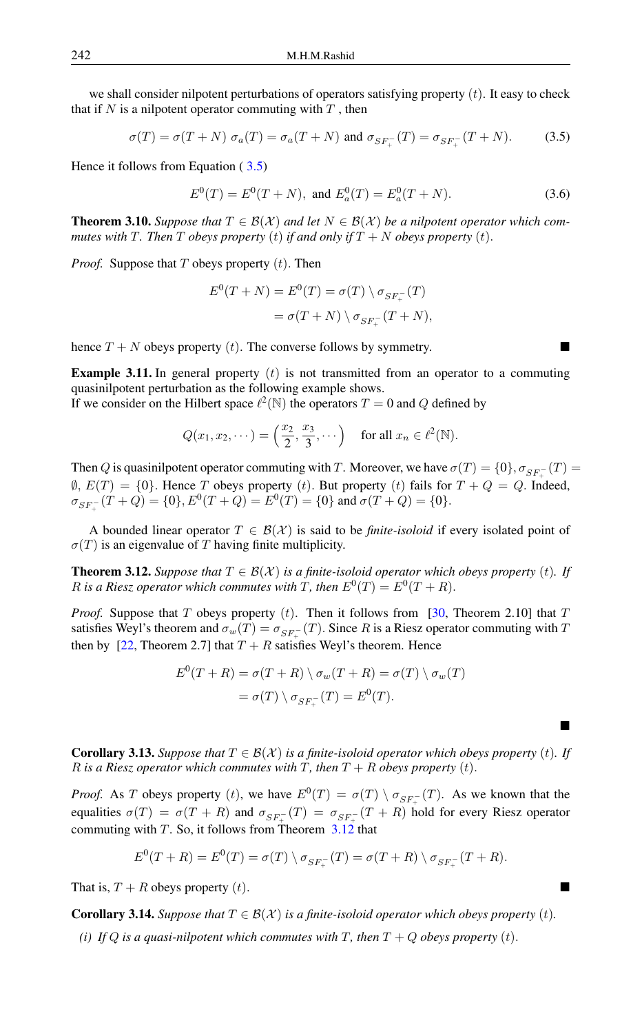we shall consider nilpotent perturbations of operators satisfying property $(t)$. It easy to check that if $N$ is a nilpotent operator commuting with $T$ , then

$$\sigma(T) = \sigma(T+N)\ \sigma_a(T) = \sigma_a(T+N) \text{ and } \sigma_{SF_+^-}(T) = \sigma_{SF_+^-}(T+N). \tag{3.5}$$

Hence it follows from Equation ( 3.5)

$$E^0(T) = E^0(T+N), \text{ and } E_a^0(T) = E_a^0(T+N). \tag{3.6}$$

**Theorem 3.10.** *Suppose that $T \in \mathcal{B}(\mathcal{X})$ and let $N \in \mathcal{B}(\mathcal{X})$ be a nilpotent operator which commutes with $T$. Then $T$ obeys property $(t)$ if and only if $T+N$ obeys property $(t)$.*

*Proof.* Suppose that $T$ obeys property $(t)$. Then

$$\begin{aligned} E^0(T+N) = E^0(T) &= \sigma(T) \setminus \sigma_{SF_+^-}(T) \\ &= \sigma(T+N) \setminus \sigma_{SF_+^-}(T+N), \end{aligned}$$

hence $T+N$ obeys property $(t)$. The converse follows by symmetry. ■

**Example 3.11.** In general property $(t)$ is not transmitted from an operator to a commuting quasinilpotent perturbation as the following example shows.
If we consider on the Hilbert space $\ell^2(\mathbb{N})$ the operators $T = 0$ and $Q$ defined by

$$Q(x_1, x_2, \cdots) = \left(\frac{x_2}{2}, \frac{x_3}{3}, \cdots\right) \quad \text{for all } x_n \in \ell^2(\mathbb{N}).$$

Then $Q$ is quasinilpotent operator commuting with $T$. Moreover, we have $\sigma(T) = \{0\}, \sigma_{SF_+^-}(T) = \emptyset$, $E(T) = \{0\}$. Hence $T$ obeys property $(t)$. But property $(t)$ fails for $T+Q = Q$. Indeed, $\sigma_{SF_+^-}(T+Q) = \{0\}, E^0(T+Q) = E^0(T) = \{0\}$ and $\sigma(T+Q) = \{0\}$.

A bounded linear operator $T \in \mathcal{B}(\mathcal{X})$ is said to be *finite-isoloid* if every isolated point of $\sigma(T)$ is an eigenvalue of $T$ having finite multiplicity.

**Theorem 3.12.** *Suppose that $T \in \mathcal{B}(\mathcal{X})$ is a finite-isoloid operator which obeys property $(t)$. If $R$ is a Riesz operator which commutes with $T$, then $E^0(T) = E^0(T+R)$.*

*Proof.* Suppose that $T$ obeys property $(t)$. Then it follows from [30, Theorem 2.10] that $T$ satisfies Weyl's theorem and $\sigma_w(T) = \sigma_{SF_+^-}(T)$. Since $R$ is a Riesz operator commuting with $T$ then by [22, Theorem 2.7] that $T+R$ satisfies Weyl's theorem. Hence

$$\begin{aligned} E^0(T+R) = \sigma(T+R) \setminus \sigma_w(T+R) &= \sigma(T) \setminus \sigma_w(T) \\ &= \sigma(T) \setminus \sigma_{SF_+^-}(T) = E^0(T). \end{aligned}$$

■

**Corollary 3.13.** *Suppose that $T \in \mathcal{B}(\mathcal{X})$ is a finite-isoloid operator which obeys property $(t)$. If $R$ is a Riesz operator which commutes with $T$, then $T+R$ obeys property $(t)$.*

*Proof.* As $T$ obeys property $(t)$, we have $E^0(T) = \sigma(T) \setminus \sigma_{SF_+^-}(T)$. As we known that the equalities $\sigma(T) = \sigma(T+R)$ and $\sigma_{SF_+^-}(T) = \sigma_{SF_+^-}(T+R)$ hold for every Riesz operator commuting with $T$. So, it follows from Theorem 3.12 that

$$E^0(T+R) = E^0(T) = \sigma(T) \setminus \sigma_{SF_+^-}(T) = \sigma(T+R) \setminus \sigma_{SF_+^-}(T+R).$$

That is, $T+R$ obeys property $(t)$. ■

**Corollary 3.14.** *Suppose that $T \in \mathcal{B}(\mathcal{X})$ is a finite-isoloid operator which obeys property $(t)$.*

*(i) If $Q$ is a quasi-nilpotent which commutes with $T$, then $T+Q$ obeys property $(t)$.*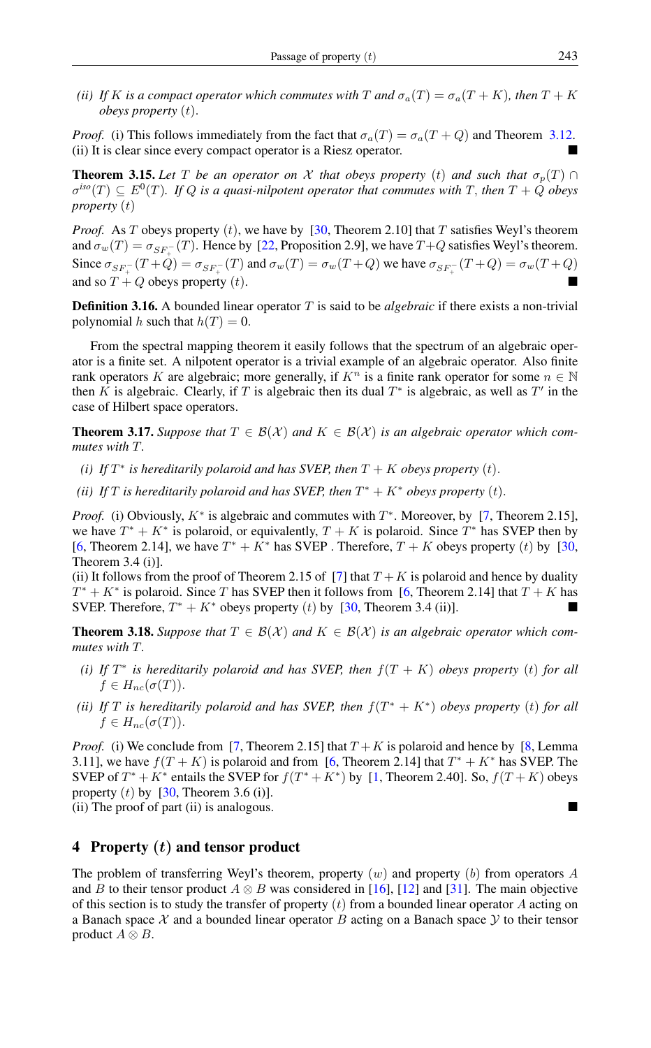*(ii) If $K$ is a compact operator which commutes with $T$ and $\sigma_a(T) = \sigma_a(T+K)$, then $T+K$ obeys property $(t)$.*

*Proof.* (i) This follows immediately from the fact that $\sigma_a(T) = \sigma_a(T+Q)$ and Theorem 3.12.
(ii) It is clear since every compact operator is a Riesz operator. ■

**Theorem 3.15.** *Let $T$ be an operator on $\mathcal{X}$ that obeys property $(t)$ and such that $\sigma_p(T) \cap \sigma^{iso}(T) \subseteq E^0(T)$. If $Q$ is a quasi-nilpotent operator that commutes with $T$, then $T+Q$ obeys property $(t)$*

*Proof.* As $T$ obeys property $(t)$, we have by [30, Theorem 2.10] that $T$ satisfies Weyl's theorem and $\sigma_w(T) = \sigma_{SF_+^-}(T)$. Hence by [22, Proposition 2.9], we have $T+Q$ satisfies Weyl's theorem. Since $\sigma_{SF_+^-}(T+Q) = \sigma_{SF_+^-}(T)$ and $\sigma_w(T) = \sigma_w(T+Q)$ we have $\sigma_{SF_+^-}(T+Q) = \sigma_w(T+Q)$ and so $T+Q$ obeys property $(t)$. ■

**Definition 3.16.** A bounded linear operator $T$ is said to be *algebraic* if there exists a non-trivial polynomial $h$ such that $h(T) = 0$.

From the spectral mapping theorem it easily follows that the spectrum of an algebraic operator is a finite set. A nilpotent operator is a trivial example of an algebraic operator. Also finite rank operators $K$ are algebraic; more generally, if $K^n$ is a finite rank operator for some $n \in \mathbb{N}$ then $K$ is algebraic. Clearly, if $T$ is algebraic then its dual $T^*$ is algebraic, as well as $T'$ in the case of Hilbert space operators.

**Theorem 3.17.** *Suppose that $T \in \mathcal{B}(\mathcal{X})$ and $K \in \mathcal{B}(\mathcal{X})$ is an algebraic operator which commutes with $T$.*

*(i) If $T^*$ is hereditarily polaroid and has SVEP, then $T+K$ obeys property $(t)$.*

*(ii) If $T$ is hereditarily polaroid and has SVEP, then $T^*+K^*$ obeys property $(t)$.*

*Proof.* (i) Obviously, $K^*$ is algebraic and commutes with $T^*$. Moreover, by [7, Theorem 2.15], we have $T^*+K^*$ is polaroid, or equivalently, $T+K$ is polaroid. Since $T^*$ has SVEP then by [6, Theorem 2.14], we have $T^*+K^*$ has SVEP . Therefore, $T+K$ obeys property $(t)$ by [30, Theorem 3.4 (i)].
(ii) It follows from the proof of Theorem 2.15 of [7] that $T+K$ is polaroid and hence by duality $T^*+K^*$ is polaroid. Since $T$ has SVEP then it follows from [6, Theorem 2.14] that $T+K$ has SVEP. Therefore, $T^*+K^*$ obeys property $(t)$ by [30, Theorem 3.4 (ii)]. ■

**Theorem 3.18.** *Suppose that $T \in \mathcal{B}(\mathcal{X})$ and $K \in \mathcal{B}(\mathcal{X})$ is an algebraic operator which commutes with $T$.*

*(i) If $T^*$ is hereditarily polaroid and has SVEP, then $f(T+K)$ obeys property $(t)$ for all $f \in H_{nc}(\sigma(T))$.*

*(ii) If $T$ is hereditarily polaroid and has SVEP, then $f(T^*+K^*)$ obeys property $(t)$ for all $f \in H_{nc}(\sigma(T))$.*

*Proof.* (i) We conclude from [7, Theorem 2.15] that $T+K$ is polaroid and hence by [8, Lemma 3.11], we have $f(T+K)$ is polaroid and from [6, Theorem 2.14] that $T^*+K^*$ has SVEP. The SVEP of $T^*+K^*$ entails the SVEP for $f(T^*+K^*)$ by [1, Theorem 2.40]. So, $f(T+K)$ obeys property $(t)$ by [30, Theorem 3.6 (i)].
(ii) The proof of part (ii) is analogous. ■

## 4 Property $(t)$ and tensor product

The problem of transferring Weyl's theorem, property $(w)$ and property $(b)$ from operators $A$ and $B$ to their tensor product $A \otimes B$ was considered in [16], [12] and [31]. The main objective of this section is to study the transfer of property $(t)$ from a bounded linear operator $A$ acting on a Banach space $\mathcal{X}$ and a bounded linear operator $B$ acting on a Banach space $\mathcal{Y}$ to their tensor product $A \otimes B$.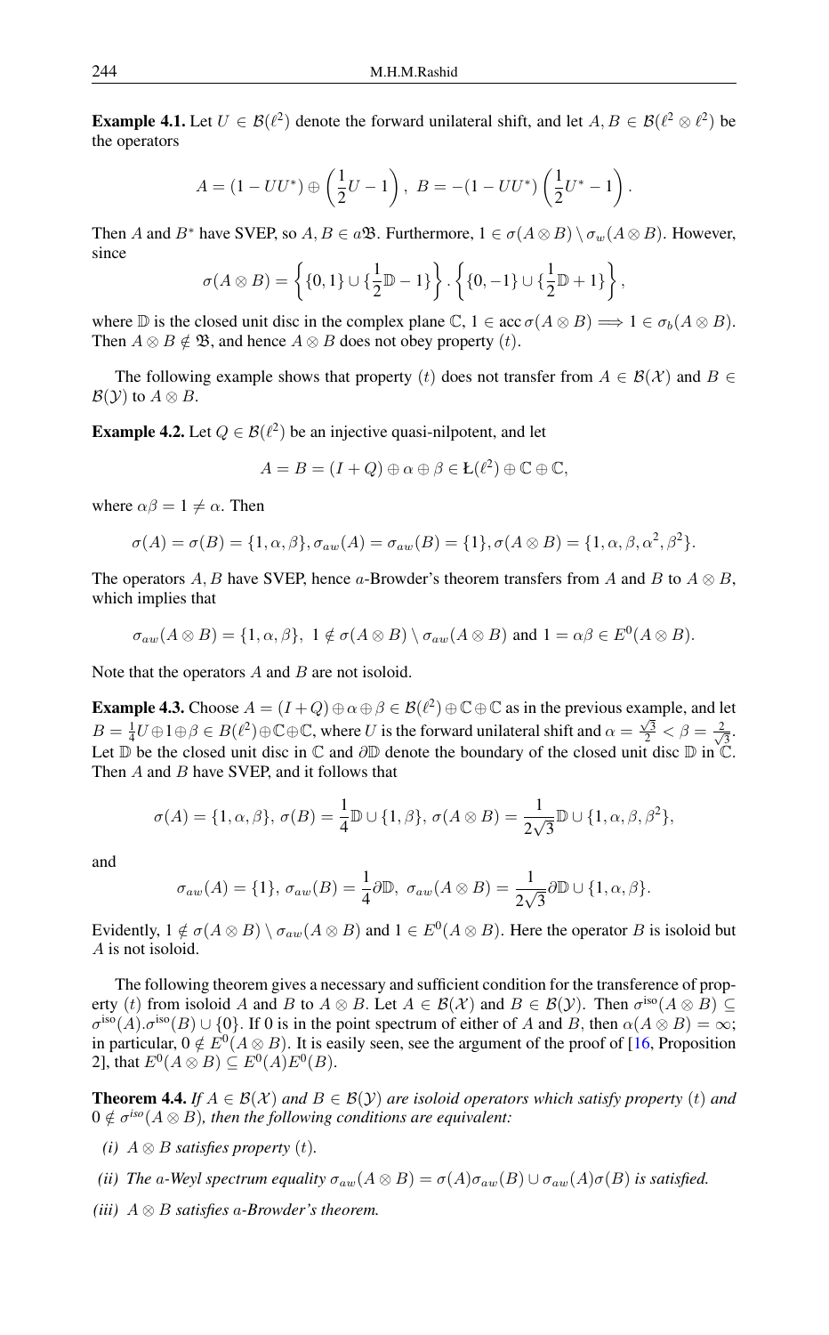**Example 4.1.** Let $U \in \mathcal{B}(\ell^2)$ denote the forward unilateral shift, and let $A, B \in \mathcal{B}(\ell^2 \otimes \ell^2)$ be the operators

$$A = (1 - UU^*) \oplus \left(\frac{1}{2}U - 1\right),\ B = -(1 - UU^*)\left(\frac{1}{2}U^* - 1\right).$$

Then $A$ and $B^*$ have SVEP, so $A, B \in a\mathfrak{B}$. Furthermore, $1 \in \sigma(A \otimes B) \setminus \sigma_w(A \otimes B)$. However, since

$$\sigma(A \otimes B) = \left\{\{0, 1\} \cup \{\frac{1}{2}\mathbb{D} - 1\}\right\}.\left\{\{0, -1\} \cup \{\frac{1}{2}\mathbb{D} + 1\}\right\},$$

where $\mathbb{D}$ is the closed unit disc in the complex plane $\mathbb{C}$, $1 \in \operatorname{acc} \sigma(A \otimes B) \Longrightarrow 1 \in \sigma_b(A \otimes B)$. Then $A \otimes B \notin \mathfrak{B}$, and hence $A \otimes B$ does not obey property $(t)$.

The following example shows that property $(t)$ does not transfer from $A \in \mathcal{B}(\mathcal{X})$ and $B \in \mathcal{B}(\mathcal{Y})$ to $A \otimes B$.

**Example 4.2.** Let $Q \in \mathcal{B}(\ell^2)$ be an injective quasi-nilpotent, and let

$$A = B = (I + Q) \oplus \alpha \oplus \beta \in \text{Ł}(\ell^2) \oplus \mathbb{C} \oplus \mathbb{C},$$

where $\alpha\beta = 1 \neq \alpha$. Then

$$\sigma(A) = \sigma(B) = \{1, \alpha, \beta\}, \sigma_{aw}(A) = \sigma_{aw}(B) = \{1\}, \sigma(A \otimes B) = \{1, \alpha, \beta, \alpha^2, \beta^2\}.$$

The operators $A, B$ have SVEP, hence $a$-Browder's theorem transfers from $A$ and $B$ to $A \otimes B$, which implies that

$$\sigma_{aw}(A \otimes B) = \{1, \alpha, \beta\},\ 1 \notin \sigma(A \otimes B) \setminus \sigma_{aw}(A \otimes B) \text{ and } 1 = \alpha\beta \in E^0(A \otimes B).$$

Note that the operators $A$ and $B$ are not isoloid.

**Example 4.3.** Choose $A = (I + Q) \oplus \alpha \oplus \beta \in \mathcal{B}(\ell^2) \oplus \mathbb{C} \oplus \mathbb{C}$ as in the previous example, and let $B = \frac{1}{4}U \oplus 1 \oplus \beta \in B(\ell^2) \oplus \mathbb{C} \oplus \mathbb{C}$, where $U$ is the forward unilateral shift and $\alpha = \frac{\sqrt{3}}{2} < \beta = \frac{2}{\sqrt{3}}$. Let $\mathbb{D}$ be the closed unit disc in $\mathbb{C}$ and $\partial\mathbb{D}$ denote the boundary of the closed unit disc $\mathbb{D}$ in $\mathbb{C}$. Then $A$ and $B$ have SVEP, and it follows that

$$\sigma(A) = \{1, \alpha, \beta\},\ \sigma(B) = \frac{1}{4}\mathbb{D} \cup \{1, \beta\},\ \sigma(A \otimes B) = \frac{1}{2\sqrt{3}}\mathbb{D} \cup \{1, \alpha, \beta, \beta^2\},$$

and

$$\sigma_{aw}(A) = \{1\},\ \sigma_{aw}(B) = \frac{1}{4}\partial\mathbb{D},\ \sigma_{aw}(A \otimes B) = \frac{1}{2\sqrt{3}}\partial\mathbb{D} \cup \{1, \alpha, \beta\}.$$

Evidently, $1 \notin \sigma(A \otimes B) \setminus \sigma_{aw}(A \otimes B)$ and $1 \in E^0(A \otimes B)$. Here the operator $B$ is isoloid but $A$ is not isoloid.

The following theorem gives a necessary and sufficient condition for the transference of property $(t)$ from isoloid $A$ and $B$ to $A \otimes B$. Let $A \in \mathcal{B}(\mathcal{X})$ and $B \in \mathcal{B}(\mathcal{Y})$. Then $\sigma^{\text{iso}}(A \otimes B) \subseteq \sigma^{\text{iso}}(A).\sigma^{\text{iso}}(B) \cup \{0\}$. If 0 is in the point spectrum of either of $A$ and $B$, then $\alpha(A \otimes B) = \infty$; in particular, $0 \notin E^0(A \otimes B)$. It is easily seen, see the argument of the proof of [16, Proposition 2], that $E^0(A \otimes B) \subseteq E^0(A)E^0(B)$.

**Theorem 4.4.** *If $A \in \mathcal{B}(\mathcal{X})$ and $B \in \mathcal{B}(\mathcal{Y})$ are isoloid operators which satisfy property $(t)$ and $0 \notin \sigma^{iso}(A \otimes B)$, then the following conditions are equivalent:*

*(i) $A \otimes B$ satisfies property $(t)$.*

*(ii) The $a$-Weyl spectrum equality $\sigma_{aw}(A \otimes B) = \sigma(A)\sigma_{aw}(B) \cup \sigma_{aw}(A)\sigma(B)$ is satisfied.*

*(iii) $A \otimes B$ satisfies $a$-Browder's theorem.*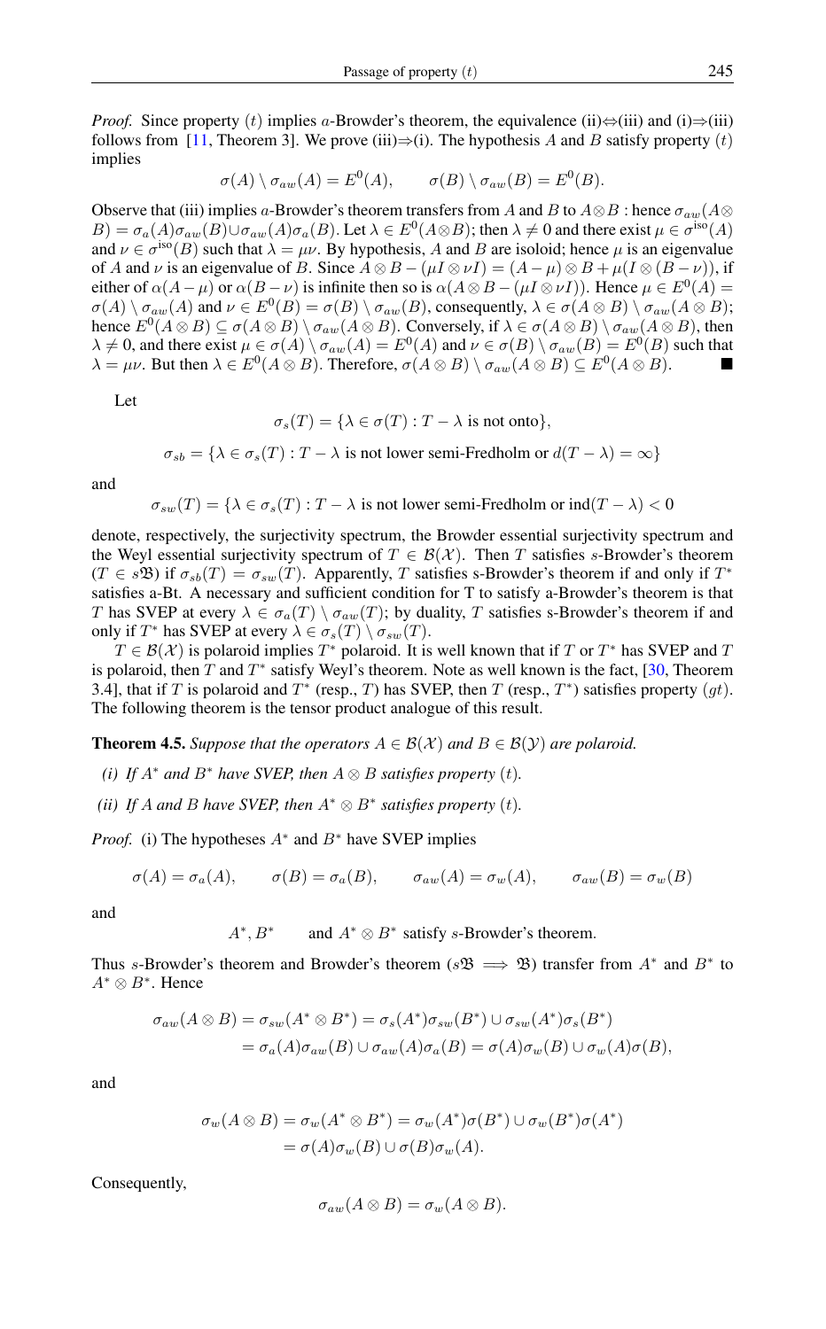*Proof.* Since property $(t)$ implies $a$-Browder's theorem, the equivalence (ii)$\Leftrightarrow$(iii) and (i)$\Rightarrow$(iii) follows from [11, Theorem 3]. We prove (iii)$\Rightarrow$(i). The hypothesis $A$ and $B$ satisfy property $(t)$ implies

$$\sigma(A) \setminus \sigma_{aw}(A) = E^0(A), \qquad \sigma(B) \setminus \sigma_{aw}(B) = E^0(B).$$

Observe that (iii) implies $a$-Browder's theorem transfers from $A$ and $B$ to $A \otimes B$ : hence $\sigma_{aw}(A \otimes B) = \sigma_a(A)\sigma_{aw}(B) \cup \sigma_{aw}(A)\sigma_a(B)$. Let $\lambda \in E^0(A \otimes B)$; then $\lambda \neq 0$ and there exist $\mu \in \sigma^{\text{iso}}(A)$ and $\nu \in \sigma^{\text{iso}}(B)$ such that $\lambda = \mu\nu$. By hypothesis, $A$ and $B$ are isoloid; hence $\mu$ is an eigenvalue of $A$ and $\nu$ is an eigenvalue of $B$. Since $A \otimes B - (\mu I \otimes \nu I) = (A - \mu) \otimes B + \mu(I \otimes (B - \nu))$, if either of $\alpha(A - \mu)$ or $\alpha(B - \nu)$ is infinite then so is $\alpha(A \otimes B - (\mu I \otimes \nu I))$. Hence $\mu \in E^0(A) = \sigma(A) \setminus \sigma_{aw}(A)$ and $\nu \in E^0(B) = \sigma(B) \setminus \sigma_{aw}(B)$, consequently, $\lambda \in \sigma(A \otimes B) \setminus \sigma_{aw}(A \otimes B)$; hence $E^0(A \otimes B) \subseteq \sigma(A \otimes B) \setminus \sigma_{aw}(A \otimes B)$. Conversely, if $\lambda \in \sigma(A \otimes B) \setminus \sigma_{aw}(A \otimes B)$, then $\lambda \neq 0$, and there exist $\mu \in \sigma(A) \setminus \sigma_{aw}(A) = E^0(A)$ and $\nu \in \sigma(B) \setminus \sigma_{aw}(B) = E^0(B)$ such that $\lambda = \mu\nu$. But then $\lambda \in E^0(A \otimes B)$. Therefore, $\sigma(A \otimes B) \setminus \sigma_{aw}(A \otimes B) \subseteq E^0(A \otimes B)$. ∎

Let

$$\sigma_s(T) = \{\lambda \in \sigma(T) : T - \lambda \text{ is not onto}\},$$

$$\sigma_{sb} = \{\lambda \in \sigma_s(T) : T - \lambda \text{ is not lower semi-Fredholm or } d(T - \lambda) = \infty\}$$

and

$$\sigma_{sw}(T) = \{\lambda \in \sigma_s(T) : T - \lambda \text{ is not lower semi-Fredholm or } \text{ind}(T - \lambda) < 0$$

denote, respectively, the surjectivity spectrum, the Browder essential surjectivity spectrum and the Weyl essential surjectivity spectrum of $T \in \mathcal{B}(\mathcal{X})$. Then $T$ satisfies $s$-Browder's theorem ($T \in s\mathfrak{B}$) if $\sigma_{sb}(T) = \sigma_{sw}(T)$. Apparently, $T$ satisfies $s$-Browder's theorem if and only if $T^*$ satisfies a-Bt. A necessary and sufficient condition for T to satisfy a-Browder's theorem is that $T$ has SVEP at every $\lambda \in \sigma_a(T) \setminus \sigma_{aw}(T)$; by duality, $T$ satisfies s-Browder's theorem if and only if $T^*$ has SVEP at every $\lambda \in \sigma_s(T) \setminus \sigma_{sw}(T)$.

$T \in \mathcal{B}(\mathcal{X})$ is polaroid implies $T^*$ polaroid. It is well known that if $T$ or $T^*$ has SVEP and $T$ is polaroid, then $T$ and $T^*$ satisfy Weyl's theorem. Note as well known is the fact, [30, Theorem 3.4], that if $T$ is polaroid and $T^*$ (resp., $T$) has SVEP, then $T$ (resp., $T^*$) satisfies property $(gt)$. The following theorem is the tensor product analogue of this result.

**Theorem 4.5.** *Suppose that the operators $A \in \mathcal{B}(\mathcal{X})$ and $B \in \mathcal{B}(\mathcal{Y})$ are polaroid.*

*(i) If $A^*$ and $B^*$ have SVEP, then $A \otimes B$ satisfies property $(t)$.*

*(ii) If $A$ and $B$ have SVEP, then $A^* \otimes B^*$ satisfies property $(t)$.*

*Proof.* (i) The hypotheses $A^*$ and $B^*$ have SVEP implies

$$\sigma(A) = \sigma_a(A), \qquad \sigma(B) = \sigma_a(B), \qquad \sigma_{aw}(A) = \sigma_w(A), \qquad \sigma_{aw}(B) = \sigma_w(B)$$

and

$$A^*, B^* \qquad \text{and } A^* \otimes B^* \text{ satisfy } s\text{-Browder's theorem.}$$

Thus $s$-Browder's theorem and Browder's theorem ($s\mathfrak{B} \implies \mathfrak{B}$) transfer from $A^*$ and $B^*$ to $A^* \otimes B^*$. Hence

$$\begin{aligned}\sigma_{aw}(A \otimes B) = \sigma_{sw}(A^* \otimes B^*) &= \sigma_s(A^*)\sigma_{sw}(B^*) \cup \sigma_{sw}(A^*)\sigma_s(B^*) \\ &= \sigma_a(A)\sigma_{aw}(B) \cup \sigma_{aw}(A)\sigma_a(B) = \sigma(A)\sigma_w(B) \cup \sigma_w(A)\sigma(B),\end{aligned}$$

and

$$\begin{aligned}\sigma_w(A \otimes B) = \sigma_w(A^* \otimes B^*) &= \sigma_w(A^*)\sigma(B^*) \cup \sigma_w(B^*)\sigma(A^*) \\ &= \sigma(A)\sigma_w(B) \cup \sigma(B)\sigma_w(A).\end{aligned}$$

Consequently,

$$\sigma_{aw}(A \otimes B) = \sigma_w(A \otimes B).$$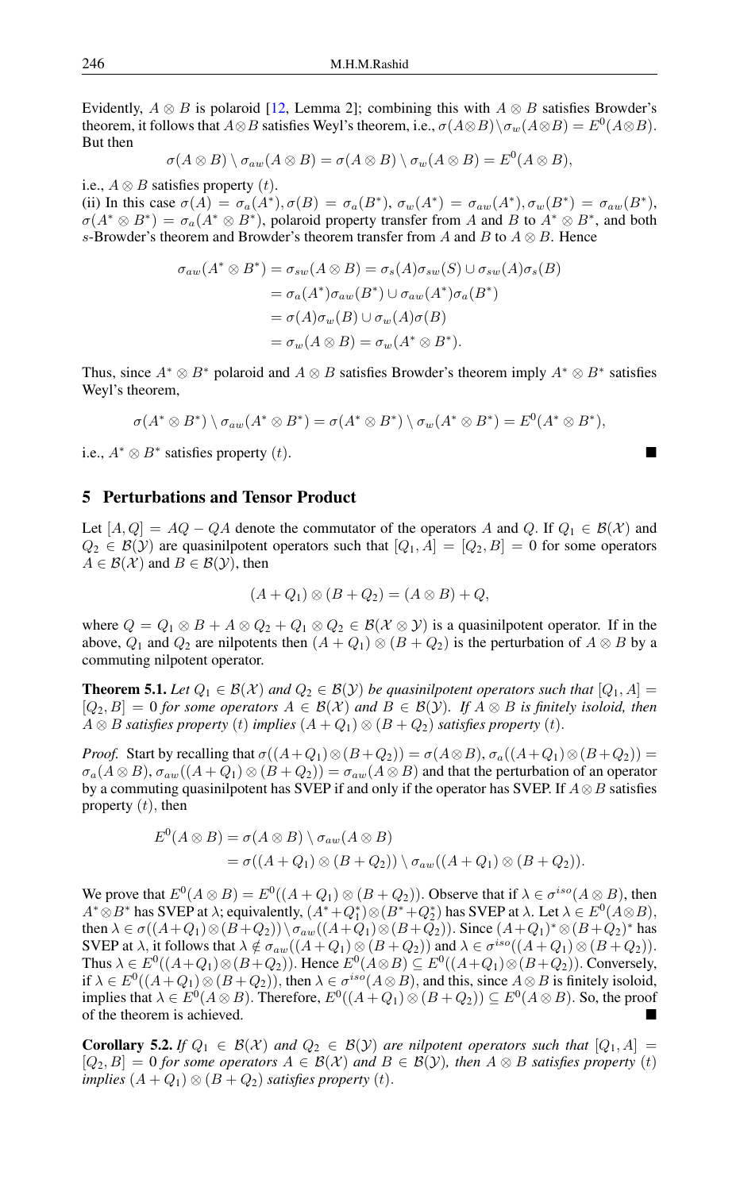Evidently, $A \otimes B$ is polaroid [12, Lemma 2]; combining this with $A \otimes B$ satisfies Browder's theorem, it follows that $A \otimes B$ satisfies Weyl's theorem, i.e., $\sigma(A\otimes B)\setminus\sigma_w(A\otimes B) = E^0(A\otimes B)$. But then

$$\sigma(A \otimes B) \setminus \sigma_{aw}(A \otimes B) = \sigma(A \otimes B) \setminus \sigma_w(A \otimes B) = E^0(A \otimes B),$$

i.e., $A \otimes B$ satisfies property $(t)$.

(ii) In this case $\sigma(A) = \sigma_a(A^*), \sigma(B) = \sigma_a(B^*)$, $\sigma_w(A^*) = \sigma_{aw}(A^*), \sigma_w(B^*) = \sigma_{aw}(B^*)$, $\sigma(A^* \otimes B^*) = \sigma_a(A^* \otimes B^*)$, polaroid property transfer from $A$ and $B$ to $A^* \otimes B^*$, and both $s$-Browder's theorem and Browder's theorem transfer from $A$ and $B$ to $A \otimes B$. Hence

$$\begin{aligned}
\sigma_{aw}(A^* \otimes B^*) &= \sigma_{sw}(A \otimes B) = \sigma_s(A)\sigma_{sw}(S) \cup \sigma_{sw}(A)\sigma_s(B)\\
&= \sigma_a(A^*)\sigma_{aw}(B^*) \cup \sigma_{aw}(A^*)\sigma_a(B^*)\\
&= \sigma(A)\sigma_w(B) \cup \sigma_w(A)\sigma(B)\\
&= \sigma_w(A \otimes B) = \sigma_w(A^* \otimes B^*).
\end{aligned}$$

Thus, since $A^* \otimes B^*$ polaroid and $A \otimes B$ satisfies Browder's theorem imply $A^* \otimes B^*$ satisfies Weyl's theorem,

$$\sigma(A^* \otimes B^*) \setminus \sigma_{aw}(A^* \otimes B^*) = \sigma(A^* \otimes B^*) \setminus \sigma_w(A^* \otimes B^*) = E^0(A^* \otimes B^*),$$

i.e., $A^* \otimes B^*$ satisfies property $(t)$. ■

## 5 Perturbations and Tensor Product

Let $[A, Q] = AQ - QA$ denote the commutator of the operators $A$ and $Q$. If $Q_1 \in \mathcal{B}(\mathcal{X})$ and $Q_2 \in \mathcal{B}(\mathcal{Y})$ are quasinilpotent operators such that $[Q_1, A] = [Q_2, B] = 0$ for some operators $A \in \mathcal{B}(\mathcal{X})$ and $B \in \mathcal{B}(\mathcal{Y})$, then

$$(A + Q_1) \otimes (B + Q_2) = (A \otimes B) + Q,$$

where $Q = Q_1 \otimes B + A \otimes Q_2 + Q_1 \otimes Q_2 \in \mathcal{B}(\mathcal{X} \otimes \mathcal{Y})$ is a quasinilpotent operator. If in the above, $Q_1$ and $Q_2$ are nilpotents then $(A + Q_1) \otimes (B + Q_2)$ is the perturbation of $A \otimes B$ by a commuting nilpotent operator.

**Theorem 5.1.** *Let $Q_1 \in \mathcal{B}(\mathcal{X})$ and $Q_2 \in \mathcal{B}(\mathcal{Y})$ be quasinilpotent operators such that $[Q_1, A] = [Q_2, B] = 0$ for some operators $A \in \mathcal{B}(\mathcal{X})$ and $B \in \mathcal{B}(\mathcal{Y})$. If $A \otimes B$ is finitely isoloid, then $A \otimes B$ satisfies property $(t)$ implies $(A + Q_1) \otimes (B + Q_2)$ satisfies property $(t)$.*

*Proof.* Start by recalling that $\sigma((A+Q_1)\otimes(B+Q_2)) = \sigma(A\otimes B)$, $\sigma_a((A+Q_1)\otimes(B+Q_2)) = \sigma_a(A\otimes B)$, $\sigma_{aw}((A+Q_1)\otimes(B+Q_2)) = \sigma_{aw}(A\otimes B)$ and that the perturbation of an operator by a commuting quasinilpotent has SVEP if and only if the operator has SVEP. If $A \otimes B$ satisfies property $(t)$, then

$$\begin{aligned}
E^0(A \otimes B) &= \sigma(A \otimes B) \setminus \sigma_{aw}(A \otimes B)\\
&= \sigma((A + Q_1) \otimes (B + Q_2)) \setminus \sigma_{aw}((A + Q_1) \otimes (B + Q_2)).
\end{aligned}$$

We prove that $E^0(A \otimes B) = E^0((A + Q_1) \otimes (B + Q_2))$. Observe that if $\lambda \in \sigma^{iso}(A \otimes B)$, then $A^* \otimes B^*$ has SVEP at $\lambda$; equivalently, $(A^*+Q_1^*)\otimes(B^*+Q_2^*)$ has SVEP at $\lambda$. Let $\lambda \in E^0(A\otimes B)$, then $\lambda \in \sigma((A+Q_1)\otimes(B+Q_2))\setminus\sigma_{aw}((A+Q_1)\otimes(B+Q_2))$. Since $(A+Q_1)^*\otimes(B+Q_2)^*$ has SVEP at $\lambda$, it follows that $\lambda \notin \sigma_{aw}((A + Q_1) \otimes (B + Q_2))$ and $\lambda \in \sigma^{iso}((A + Q_1) \otimes (B + Q_2))$. Thus $\lambda \in E^0((A+Q_1)\otimes(B+Q_2))$. Hence $E^0(A\otimes B) \subseteq E^0((A+Q_1)\otimes(B+Q_2))$. Conversely, if $\lambda \in E^0((A+Q_1)\otimes(B+Q_2))$, then $\lambda \in \sigma^{iso}(A\otimes B)$, and this, since $A\otimes B$ is finitely isoloid, implies that $\lambda \in E^0(A\otimes B)$. Therefore, $E^0((A+Q_1)\otimes(B+Q_2)) \subseteq E^0(A\otimes B)$. So, the proof of the theorem is achieved. ■

**Corollary 5.2.** *If $Q_1 \in \mathcal{B}(\mathcal{X})$ and $Q_2 \in \mathcal{B}(\mathcal{Y})$ are nilpotent operators such that $[Q_1, A] = [Q_2, B] = 0$ for some operators $A \in \mathcal{B}(\mathcal{X})$ and $B \in \mathcal{B}(\mathcal{Y})$, then $A \otimes B$ satisfies property $(t)$ implies $(A + Q_1) \otimes (B + Q_2)$ satisfies property $(t)$.* ■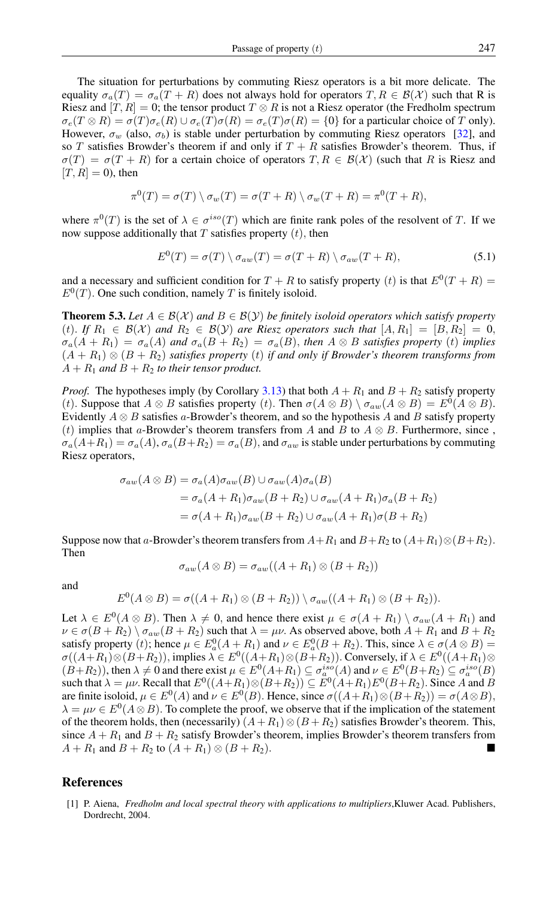The situation for perturbations by commuting Riesz operators is a bit more delicate. The equality $\sigma_a(T) = \sigma_a(T+R)$ does not always hold for operators $T, R \in \mathcal{B}(\mathcal{X})$ such that R is Riesz and $[T, R] = 0$; the tensor product $T \otimes R$ is not a Riesz operator (the Fredholm spectrum $\sigma_e(T \otimes R) = \sigma(T)\sigma_e(R) \cup \sigma_e(T)\sigma(R) = \sigma_e(T)\sigma(R) = \{0\}$ for a particular choice of $T$ only). However, $\sigma_w$ (also, $\sigma_b$) is stable under perturbation by commuting Riesz operators [32], and so $T$ satisfies Browder's theorem if and only if $T+R$ satisfies Browder's theorem. Thus, if $\sigma(T) = \sigma(T+R)$ for a certain choice of operators $T, R \in \mathcal{B}(\mathcal{X})$ (such that $R$ is Riesz and $[T, R] = 0$), then

$$\pi^0(T) = \sigma(T) \setminus \sigma_w(T) = \sigma(T+R) \setminus \sigma_w(T+R) = \pi^0(T+R),$$

where $\pi^0(T)$ is the set of $\lambda \in \sigma^{iso}(T)$ which are finite rank poles of the resolvent of $T$. If we now suppose additionally that $T$ satisfies property $(t)$, then

$$E^0(T) = \sigma(T) \setminus \sigma_{aw}(T) = \sigma(T+R) \setminus \sigma_{aw}(T+R), \tag{5.1}$$

and a necessary and sufficient condition for $T+R$ to satisfy property $(t)$ is that $E^0(T+R) = E^0(T)$. One such condition, namely $T$ is finitely isoloid.

**Theorem 5.3.** *Let $A \in \mathcal{B}(\mathcal{X})$ and $B \in \mathcal{B}(\mathcal{Y})$ be finitely isoloid operators which satisfy property $(t)$. If $R_1 \in \mathcal{B}(\mathcal{X})$ and $R_2 \in \mathcal{B}(\mathcal{Y})$ are Riesz operators such that $[A, R_1] = [B, R_2] = 0$, $\sigma_a(A+R_1) = \sigma_a(A)$ and $\sigma_a(B+R_2) = \sigma_a(B)$, then $A \otimes B$ satisfies property $(t)$ implies $(A+R_1) \otimes (B+R_2)$ satisfies property $(t)$ if and only if Browder's theorem transforms from $A+R_1$ and $B+R_2$ to their tensor product.*

*Proof.* The hypotheses imply (by Corollary 3.13) that both $A+R_1$ and $B+R_2$ satisfy property $(t)$. Suppose that $A \otimes B$ satisfies property $(t)$. Then $\sigma(A \otimes B) \setminus \sigma_{aw}(A \otimes B) = E^0(A \otimes B)$. Evidently $A \otimes B$ satisfies $a$-Browder's theorem, and so the hypothesis $A$ and $B$ satisfy property $(t)$ implies that $a$-Browder's theorem transfers from $A$ and $B$ to $A \otimes B$. Furthermore, since , $\sigma_a(A+R_1) = \sigma_a(A)$, $\sigma_a(B+R_2) = \sigma_a(B)$, and $\sigma_{aw}$ is stable under perturbations by commuting Riesz operators,

$$\begin{aligned}
\sigma_{aw}(A \otimes B) &= \sigma_a(A)\sigma_{aw}(B) \cup \sigma_{aw}(A)\sigma_a(B) \\
&= \sigma_a(A+R_1)\sigma_{aw}(B+R_2) \cup \sigma_{aw}(A+R_1)\sigma_a(B+R_2) \\
&= \sigma(A+R_1)\sigma_{aw}(B+R_2) \cup \sigma_{aw}(A+R_1)\sigma(B+R_2)
\end{aligned}$$

Suppose now that $a$-Browder's theorem transfers from $A+R_1$ and $B+R_2$ to $(A+R_1) \otimes (B+R_2)$. Then

$$\sigma_{aw}(A \otimes B) = \sigma_{aw}((A+R_1) \otimes (B+R_2))$$

and

$$E^0(A \otimes B) = \sigma((A+R_1) \otimes (B+R_2)) \setminus \sigma_{aw}((A+R_1) \otimes (B+R_2)).$$

Let $\lambda \in E^0(A \otimes B)$. Then $\lambda \neq 0$, and hence there exist $\mu \in \sigma(A+R_1) \setminus \sigma_{aw}(A+R_1)$ and $\nu \in \sigma(B+R_2) \setminus \sigma_{aw}(B+R_2)$ such that $\lambda = \mu\nu$. As observed above, both $A+R_1$ and $B+R_2$ satisfy property $(t)$; hence $\mu \in E^0_a(A+R_1)$ and $\nu \in E^0_a(B+R_2)$. This, since $\lambda \in \sigma(A \otimes B) = \sigma((A+R_1) \otimes (B+R_2))$, implies $\lambda \in E^0((A+R_1) \otimes (B+R_2))$. Conversely, if $\lambda \in E^0((A+R_1) \otimes (B+R_2))$, then $\lambda \neq 0$ and there exist $\mu \in E^0(A+R_1) \subseteq \sigma_a^{iso}(A)$ and $\nu \in E^0(B+R_2) \subseteq \sigma_a^{iso}(B)$ such that $\lambda = \mu\nu$. Recall that $E^0((A+R_1) \otimes (B+R_2)) \subseteq E^0(A+R_1)E^0(B+R_2)$. Since $A$ and $B$ are finite isoloid, $\mu \in E^0(A)$ and $\nu \in E^0(B)$. Hence, since $\sigma((A+R_1) \otimes (B+R_2)) = \sigma(A \otimes B)$, $\lambda = \mu\nu \in E^0(A \otimes B)$. To complete the proof, we observe that if the implication of the statement of the theorem holds, then (necessarily) $(A+R_1) \otimes (B+R_2)$ satisfies Browder's theorem. This, since $A+R_1$ and $B+R_2$ satisfy Browder's theorem, implies Browder's theorem transfers from $A+R_1$ and $B+R_2$ to $(A+R_1) \otimes (B+R_2)$. ∎

## References

[1] P. Aiena, *Fredholm and local spectral theory with applications to multipliers*, Kluwer Acad. Publishers, Dordrecht, 2004.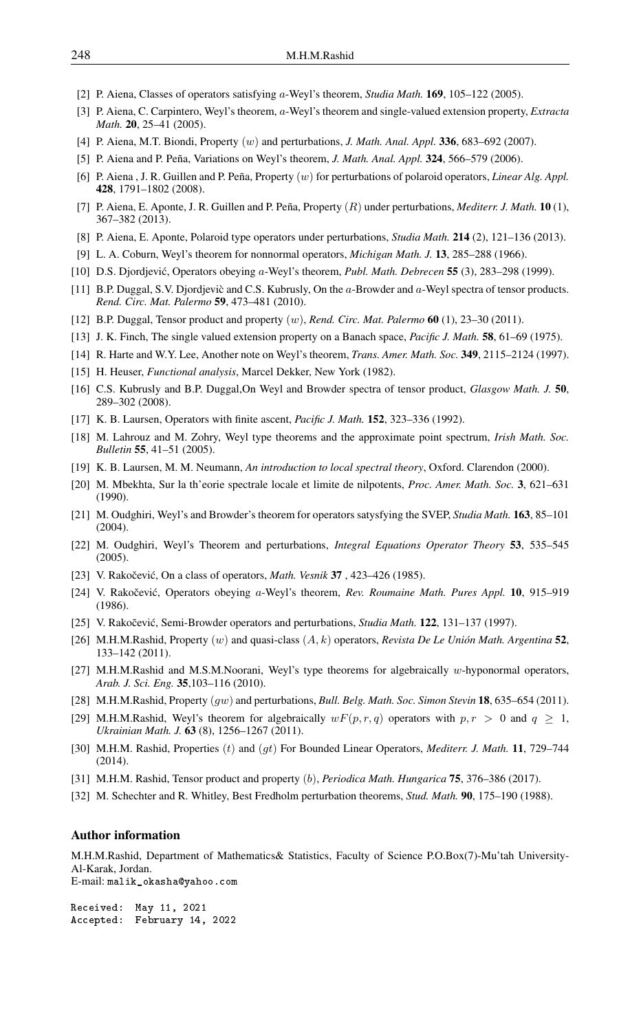[2] P. Aiena, Classes of operators satisfying $a$-Weyl's theorem, *Studia Math.* **169**, 105–122 (2005).

[3] P. Aiena, C. Carpintero, Weyl's theorem, $a$-Weyl's theorem and single-valued extension property, *Extracta Math.* **20**, 25–41 (2005).

[4] P. Aiena, M.T. Biondi, Property $(w)$ and perturbations, *J. Math. Anal. Appl.* **336**, 683–692 (2007).

[5] P. Aiena and P. Peña, Variations on Weyl's theorem, *J. Math. Anal. Appl.* **324**, 566–579 (2006).

[6] P. Aiena , J. R. Guillen and P. Peña, Property $(w)$ for perturbations of polaroid operators, *Linear Alg. Appl.* **428**, 1791–1802 (2008).

[7] P. Aiena, E. Aponte, J. R. Guillen and P. Peña, Property $(R)$ under perturbations, *Mediterr. J. Math.* **10** (1), 367–382 (2013).

[8] P. Aiena, E. Aponte, Polaroid type operators under perturbations, *Studia Math.* **214** (2), 121–136 (2013).

[9] L. A. Coburn, Weyl's theorem for nonnormal operators, *Michigan Math. J.* **13**, 285–288 (1966).

[10] D.S. Djordjević, Operators obeying $a$-Weyl's theorem, *Publ. Math. Debrecen* **55** (3), 283–298 (1999).

[11] B.P. Duggal, S.V. Djordjeviċ and C.S. Kubrusly, On the $a$-Browder and $a$-Weyl spectra of tensor products. *Rend. Circ. Mat. Palermo* **59**, 473–481 (2010).

[12] B.P. Duggal, Tensor product and property $(w)$, *Rend. Circ. Mat. Palermo* **60** (1), 23–30 (2011).

[13] J. K. Finch, The single valued extension property on a Banach space, *Pacific J. Math.* **58**, 61–69 (1975).

[14] R. Harte and W.Y. Lee, Another note on Weyl's theorem, *Trans. Amer. Math. Soc.* **349**, 2115–2124 (1997).

[15] H. Heuser, *Functional analysis*, Marcel Dekker, New York (1982).

[16] C.S. Kubrusly and B.P. Duggal,On Weyl and Browder spectra of tensor product, *Glasgow Math. J.* **50**, 289–302 (2008).

[17] K. B. Laursen, Operators with finite ascent, *Pacific J. Math.* **152**, 323–336 (1992).

[18] M. Lahrouz and M. Zohry, Weyl type theorems and the approximate point spectrum, *Irish Math. Soc. Bulletin* **55**, 41–51 (2005).

[19] K. B. Laursen, M. M. Neumann, *An introduction to local spectral theory*, Oxford. Clarendon (2000).

[20] M. Mbekhta, Sur la th'eorie spectrale locale et limite de nilpotents, *Proc. Amer. Math. Soc.* **3**, 621–631 (1990).

[21] M. Oudghiri, Weyl's and Browder's theorem for operators satysfying the SVEP, *Studia Math.* **163**, 85–101 (2004).

[22] M. Oudghiri, Weyl's Theorem and perturbations, *Integral Equations Operator Theory* **53**, 535–545 (2005).

[23] V. Rakočević, On a class of operators, *Math. Vesnik* **37** , 423–426 (1985).

[24] V. Rakočević, Operators obeying $a$-Weyl's theorem, *Rev. Roumaine Math. Pures Appl.* **10**, 915–919 (1986).

[25] V. Rakočević, Semi-Browder operators and perturbations, *Studia Math.* **122**, 131–137 (1997).

[26] M.H.M.Rashid, Property $(w)$ and quasi-class $(A, k)$ operators, *Revista De Le Unión Math. Argentina* **52**, 133–142 (2011).

[27] M.H.M.Rashid and M.S.M.Noorani, Weyl's type theorems for algebraically $w$-hyponormal operators, *Arab. J. Sci. Eng.* **35**,103–116 (2010).

[28] M.H.M.Rashid, Property $(gw)$ and perturbations, *Bull. Belg. Math. Soc. Simon Stevin* **18**, 635–654 (2011).

[29] M.H.M.Rashid, Weyl's theorem for algebraically $wF(p, r, q)$ operators with $p, r > 0$ and $q \geq 1$, *Ukrainian Math. J.* **63** (8), 1256–1267 (2011).

[30] M.H.M. Rashid, Properties $(t)$ and $(gt)$ For Bounded Linear Operators, *Mediterr. J. Math.* **11**, 729–744 (2014).

[31] M.H.M. Rashid, Tensor product and property $(b)$, *Periodica Math. Hungarica* **75**, 376–386 (2017).

[32] M. Schechter and R. Whitley, Best Fredholm perturbation theorems, *Stud. Math.* **90**, 175–190 (1988).

### Author information

M.H.M.Rashid, Department of Mathematics& Statistics, Faculty of Science P.O.Box(7)-Mu'tah University-Al-Karak, Jordan.
E-mail: malik_okasha@yahoo.com

Received: May 11, 2021
Accepted: February 14, 2022